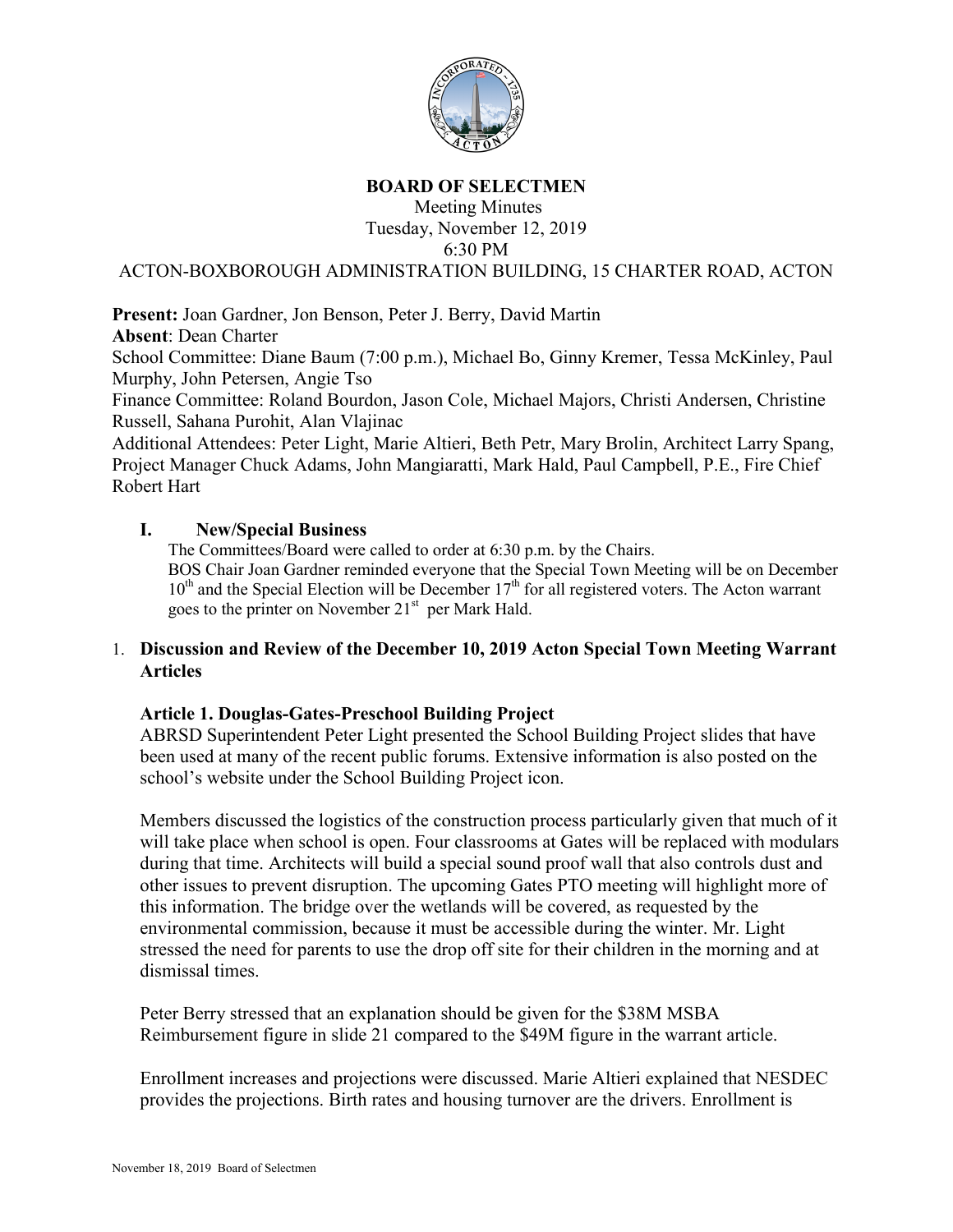# BOARD OF SELECTMEN

Meeting Minutes
Tuesday, November 12, 2019
6:30 PM
ACTON-BOXBOROUGH ADMINISTRATION BUILDING, 15 CHARTER ROAD, ACTON

**Present:** Joan Gardner, Jon Benson, Peter J. Berry, David Martin
**Absent**: Dean Charter
School Committee: Diane Baum (7:00 p.m.), Michael Bo, Ginny Kremer, Tessa McKinley, Paul Murphy, John Petersen, Angie Tso
Finance Committee: Roland Bourdon, Jason Cole, Michael Majors, Christi Andersen, Christine Russell, Sahana Purohit, Alan Vlajinac
Additional Attendees: Peter Light, Marie Altieri, Beth Petr, Mary Brolin, Architect Larry Spang, Project Manager Chuck Adams, John Mangiaratti, Mark Hald, Paul Campbell, P.E., Fire Chief Robert Hart

## I. New/Special Business

The Committees/Board were called to order at 6:30 p.m. by the Chairs.
BOS Chair Joan Gardner reminded everyone that the Special Town Meeting will be on December 10th and the Special Election will be December 17th for all registered voters. The Acton warrant goes to the printer on November 21st per Mark Hald.

1. **Discussion and Review of the December 10, 2019 Acton Special Town Meeting Warrant Articles**

### Article 1. Douglas-Gates-Preschool Building Project

ABRSD Superintendent Peter Light presented the School Building Project slides that have been used at many of the recent public forums. Extensive information is also posted on the school's website under the School Building Project icon.

Members discussed the logistics of the construction process particularly given that much of it will take place when school is open. Four classrooms at Gates will be replaced with modulars during that time. Architects will build a special sound proof wall that also controls dust and other issues to prevent disruption. The upcoming Gates PTO meeting will highlight more of this information. The bridge over the wetlands will be covered, as requested by the environmental commission, because it must be accessible during the winter. Mr. Light stressed the need for parents to use the drop off site for their children in the morning and at dismissal times.

Peter Berry stressed that an explanation should be given for the $38M MSBA Reimbursement figure in slide 21 compared to the $49M figure in the warrant article.

Enrollment increases and projections were discussed. Marie Altieri explained that NESDEC provides the projections. Birth rates and housing turnover are the drivers. Enrollment is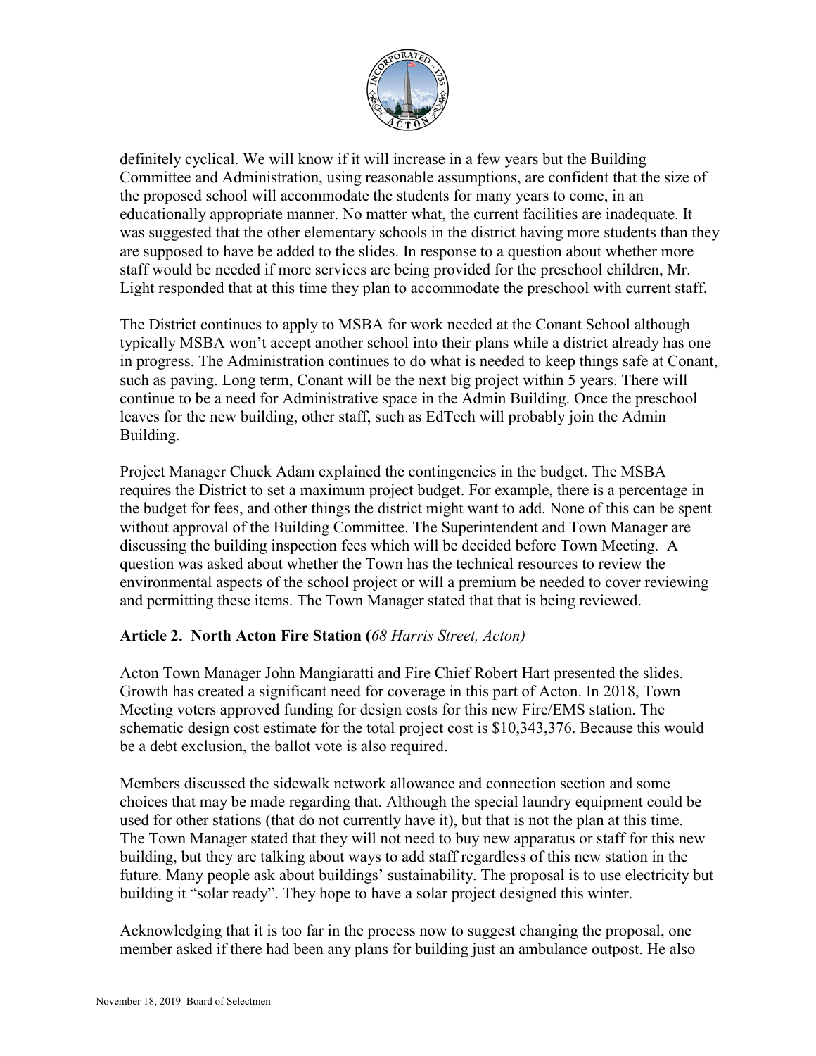definitely cyclical. We will know if it will increase in a few years but the Building Committee and Administration, using reasonable assumptions, are confident that the size of the proposed school will accommodate the students for many years to come, in an educationally appropriate manner. No matter what, the current facilities are inadequate. It was suggested that the other elementary schools in the district having more students than they are supposed to have be added to the slides. In response to a question about whether more staff would be needed if more services are being provided for the preschool children, Mr. Light responded that at this time they plan to accommodate the preschool with current staff.

The District continues to apply to MSBA for work needed at the Conant School although typically MSBA won't accept another school into their plans while a district already has one in progress. The Administration continues to do what is needed to keep things safe at Conant, such as paving. Long term, Conant will be the next big project within 5 years. There will continue to be a need for Administrative space in the Admin Building. Once the preschool leaves for the new building, other staff, such as EdTech will probably join the Admin Building.

Project Manager Chuck Adam explained the contingencies in the budget. The MSBA requires the District to set a maximum project budget. For example, there is a percentage in the budget for fees, and other things the district might want to add. None of this can be spent without approval of the Building Committee. The Superintendent and Town Manager are discussing the building inspection fees which will be decided before Town Meeting. A question was asked about whether the Town has the technical resources to review the environmental aspects of the school project or will a premium be needed to cover reviewing and permitting these items. The Town Manager stated that that is being reviewed.

**Article 2. North Acton Fire Station (***68 Harris Street, Acton)*

Acton Town Manager John Mangiaratti and Fire Chief Robert Hart presented the slides. Growth has created a significant need for coverage in this part of Acton. In 2018, Town Meeting voters approved funding for design costs for this new Fire/EMS station. The schematic design cost estimate for the total project cost is $10,343,376. Because this would be a debt exclusion, the ballot vote is also required.

Members discussed the sidewalk network allowance and connection section and some choices that may be made regarding that. Although the special laundry equipment could be used for other stations (that do not currently have it), but that is not the plan at this time. The Town Manager stated that they will not need to buy new apparatus or staff for this new building, but they are talking about ways to add staff regardless of this new station in the future. Many people ask about buildings' sustainability. The proposal is to use electricity but building it "solar ready". They hope to have a solar project designed this winter.

Acknowledging that it is too far in the process now to suggest changing the proposal, one member asked if there had been any plans for building just an ambulance outpost. He also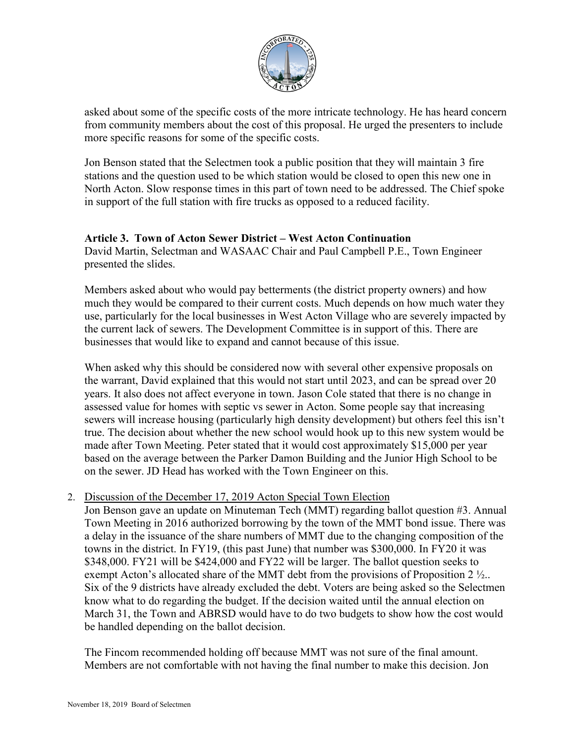asked about some of the specific costs of the more intricate technology. He has heard concern from community members about the cost of this proposal. He urged the presenters to include more specific reasons for some of the specific costs.

Jon Benson stated that the Selectmen took a public position that they will maintain 3 fire stations and the question used to be which station would be closed to open this new one in North Acton. Slow response times in this part of town need to be addressed. The Chief spoke in support of the full station with fire trucks as opposed to a reduced facility.

**Article 3. Town of Acton Sewer District – West Acton Continuation**

David Martin, Selectman and WASAAC Chair and Paul Campbell P.E., Town Engineer presented the slides.

Members asked about who would pay betterments (the district property owners) and how much they would be compared to their current costs. Much depends on how much water they use, particularly for the local businesses in West Acton Village who are severely impacted by the current lack of sewers. The Development Committee is in support of this. There are businesses that would like to expand and cannot because of this issue.

When asked why this should be considered now with several other expensive proposals on the warrant, David explained that this would not start until 2023, and can be spread over 20 years. It also does not affect everyone in town. Jason Cole stated that there is no change in assessed value for homes with septic vs sewer in Acton. Some people say that increasing sewers will increase housing (particularly high density development) but others feel this isn't true. The decision about whether the new school would hook up to this new system would be made after Town Meeting. Peter stated that it would cost approximately $15,000 per year based on the average between the Parker Damon Building and the Junior High School to be on the sewer. JD Head has worked with the Town Engineer on this.

2. <u>Discussion of the December 17, 2019 Acton Special Town Election</u>

   Jon Benson gave an update on Minuteman Tech (MMT) regarding ballot question #3. Annual Town Meeting in 2016 authorized borrowing by the town of the MMT bond issue. There was a delay in the issuance of the share numbers of MMT due to the changing composition of the towns in the district. In FY19, (this past June) that number was $300,000. In FY20 it was $348,000. FY21 will be $424,000 and FY22 will be larger. The ballot question seeks to exempt Acton's allocated share of the MMT debt from the provisions of Proposition 2 ½.. Six of the 9 districts have already excluded the debt. Voters are being asked so the Selectmen know what to do regarding the budget. If the decision waited until the annual election on March 31, the Town and ABRSD would have to do two budgets to show how the cost would be handled depending on the ballot decision.

   The Fincom recommended holding off because MMT was not sure of the final amount. Members are not comfortable with not having the final number to make this decision. Jon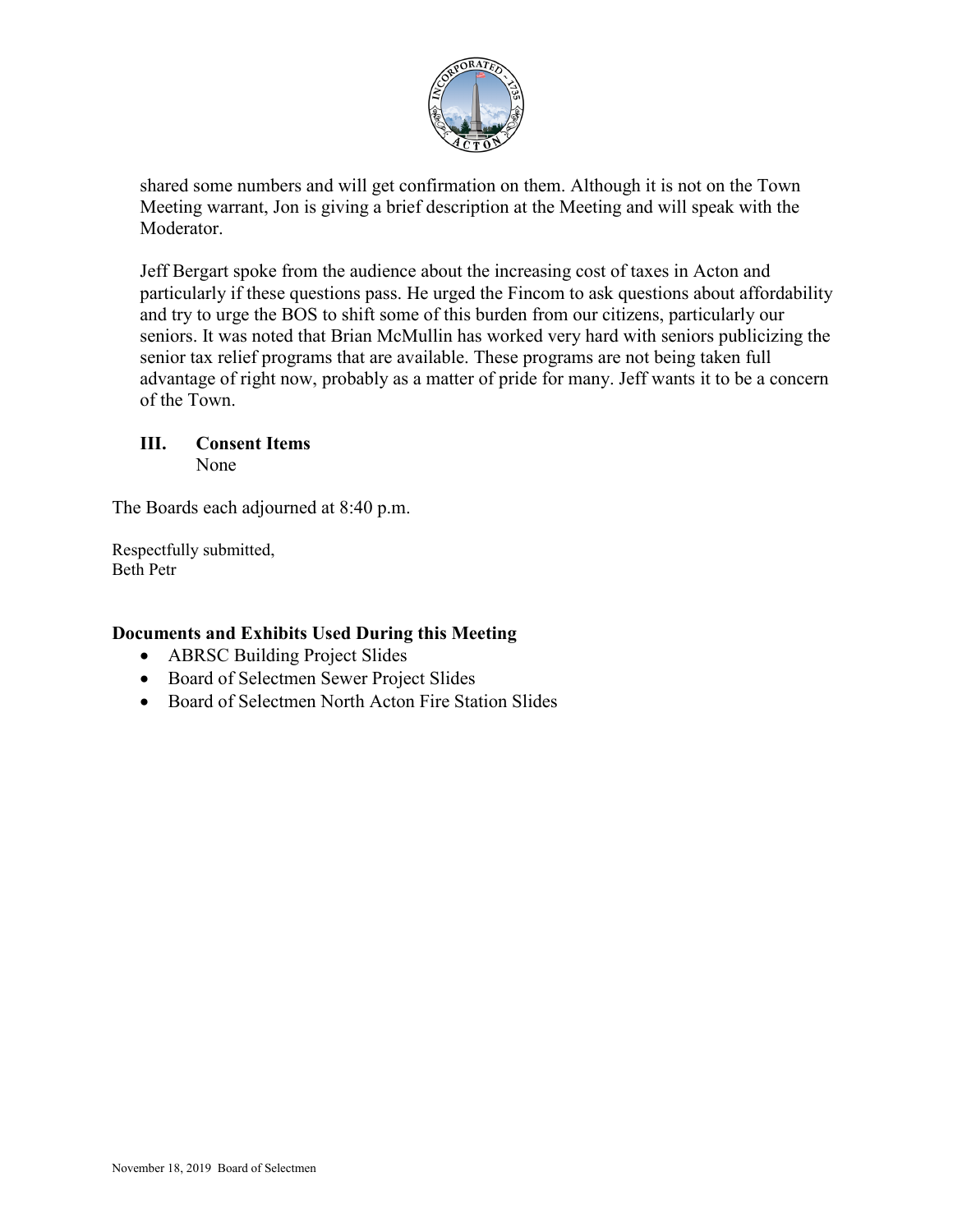shared some numbers and will get confirmation on them. Although it is not on the Town Meeting warrant, Jon is giving a brief description at the Meeting and will speak with the Moderator.

Jeff Bergart spoke from the audience about the increasing cost of taxes in Acton and particularly if these questions pass. He urged the Fincom to ask questions about affordability and try to urge the BOS to shift some of this burden from our citizens, particularly our seniors. It was noted that Brian McMullin has worked very hard with seniors publicizing the senior tax relief programs that are available. These programs are not being taken full advantage of right now, probably as a matter of pride for many. Jeff wants it to be a concern of the Town.

### III. Consent Items

None

The Boards each adjourned at 8:40 p.m.

Respectfully submitted,
Beth Petr

### Documents and Exhibits Used During this Meeting

- ABRSC Building Project Slides
- Board of Selectmen Sewer Project Slides
- Board of Selectmen North Acton Fire Station Slides